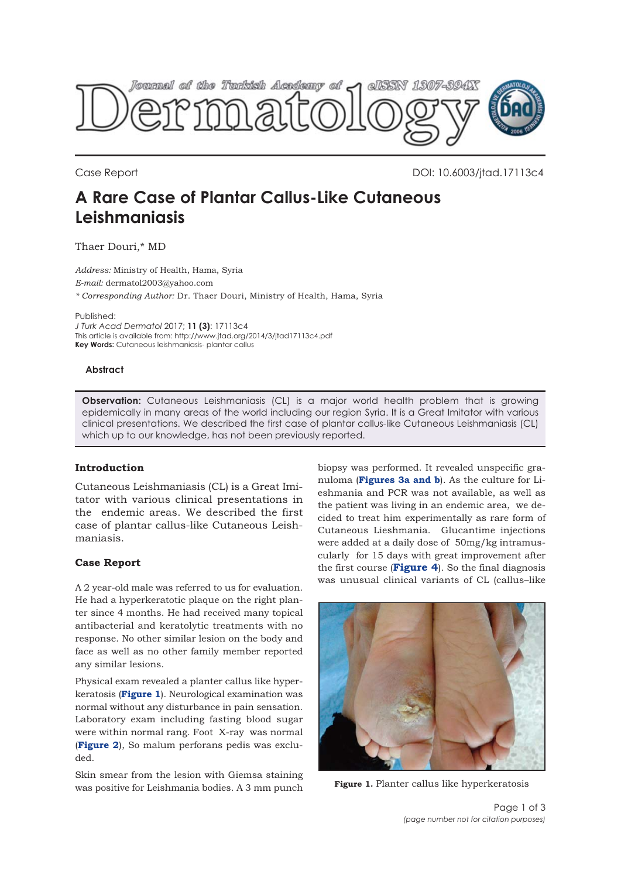Case Report

DOI: 10.6003/jtad.17113c4

# A Rare Case of Plantar Callus-Like Cutaneous Leishmaniasis

Thaer Douri,* MD

*Address:* Ministry of Health, Hama, Syria
*E-mail:* dermatol2003@yahoo.com
*\* Corresponding Author:* Dr. Thaer Douri, Ministry of Health, Hama, Syria

Published:
*J Turk Acad Dermatol* 2017; **11 (3)**: 17113c4
This article is available from: http://www.jtad.org/2014/3/jtad17113c4.pdf
**Key Words:** Cutaneous leishmaniasis- plantar callus

### Abstract

**Observation:** Cutaneous Leishmaniasis (CL) is a major world health problem that is growing epidemically in many areas of the world including our region Syria. It is a Great Imitator with various clinical presentations. We described the first case of plantar callus-like Cutaneous Leishmaniasis (CL) which up to our knowledge, has not been previously reported.

## Introduction

Cutaneous Leishmaniasis (CL) is a Great Imitator with various clinical presentations in the endemic areas. We described the first case of plantar callus-like Cutaneous Leishmaniasis.

## Case Report

A 2 year-old male was referred to us for evaluation. He had a hyperkeratotic plaque on the right planter since 4 months. He had received many topical antibacterial and keratolytic treatments with no response. No other similar lesion on the body and face as well as no other family member reported any similar lesions.

Physical exam revealed a planter callus like hyperkeratosis (**Figure 1**). Neurological examination was normal without any disturbance in pain sensation. Laboratory exam including fasting blood sugar were within normal rang. Foot X-ray was normal (**Figure 2**), So malum perforans pedis was excluded.

Skin smear from the lesion with Giemsa staining was positive for Leishmania bodies. A 3 mm punch biopsy was performed. It revealed unspecific granuloma (**Figures 3a and b**). As the culture for Lieshmania and PCR was not available, as well as the patient was living in an endemic area, we decided to treat him experimentally as rare form of Cutaneous Lieshmania. Glucantime injections were added at a daily dose of 50mg/kg intramuscularly for 15 days with great improvement after the first course (**Figure 4**). So the final diagnosis was unusual clinical variants of CL (callus–like

**Figure 1.** Planter callus like hyperkeratosis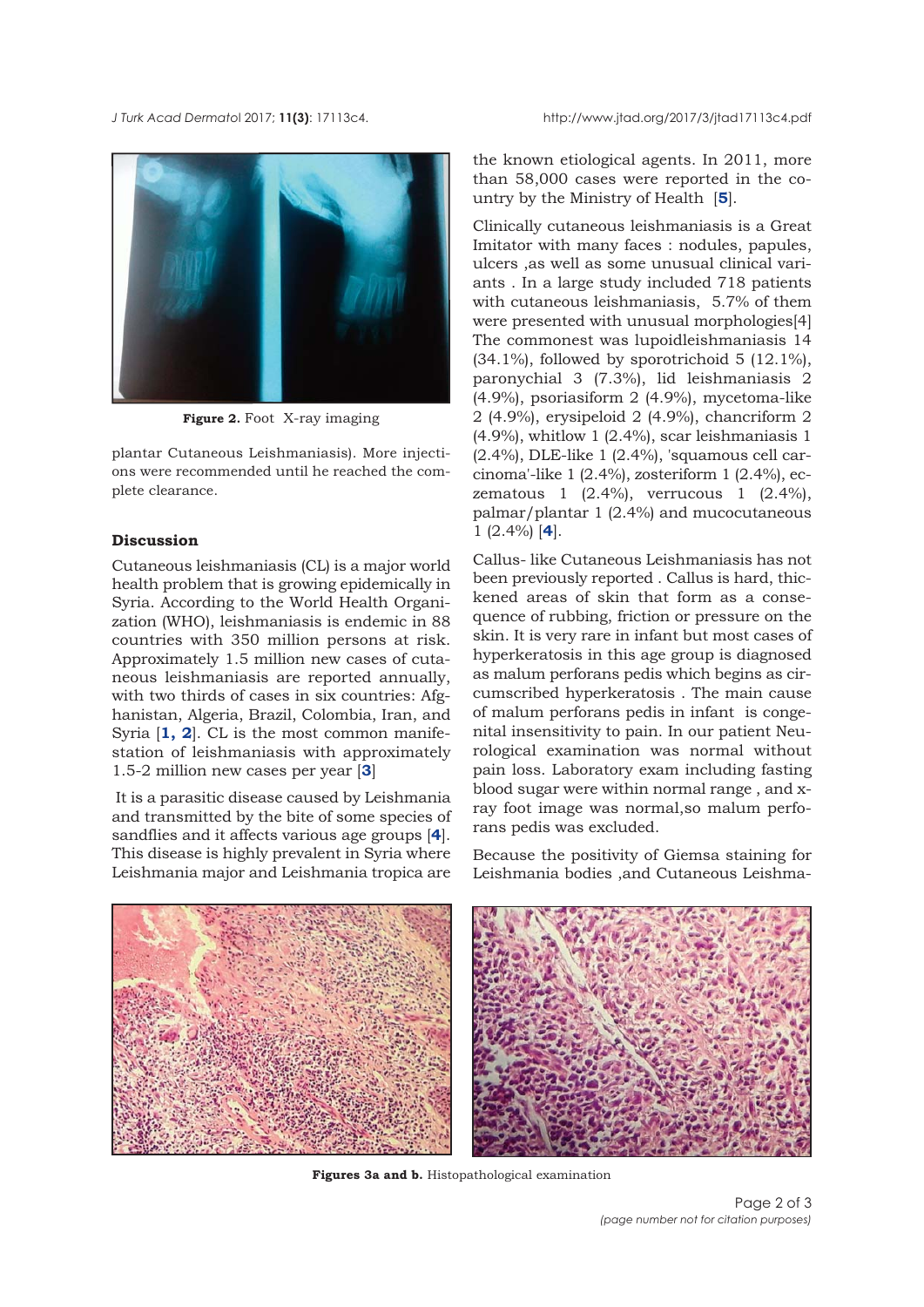Figure 2. Foot X-ray imaging

plantar Cutaneous Leishmaniasis). More injections were recommended until he reached the complete clearance.

## Discussion

Cutaneous leishmaniasis (CL) is a major world health problem that is growing epidemically in Syria. According to the World Health Organization (WHO), leishmaniasis is endemic in 88 countries with 350 million persons at risk. Approximately 1.5 million new cases of cutaneous leishmaniasis are reported annually, with two thirds of cases in six countries: Afghanistan, Algeria, Brazil, Colombia, Iran, and Syria [1, 2]. CL is the most common manifestation of leishmaniasis with approximately 1.5-2 million new cases per year [3]

It is a parasitic disease caused by Leishmania and transmitted by the bite of some species of sandflies and it affects various age groups [4]. This disease is highly prevalent in Syria where Leishmania major and Leishmania tropica are the known etiological agents. In 2011, more than 58,000 cases were reported in the country by the Ministry of Health [5].

Clinically cutaneous leishmaniasis is a Great Imitator with many faces : nodules, papules, ulcers ,as well as some unusual clinical variants . In a large study included 718 patients with cutaneous leishmaniasis, 5.7% of them were presented with unusual morphologies[4] The commonest was lupoidleishmaniasis 14 (34.1%), followed by sporotrichoid 5 (12.1%), paronychial 3 (7.3%), lid leishmaniasis 2 (4.9%), psoriasiform 2 (4.9%), mycetoma-like 2 (4.9%), erysipeloid 2 (4.9%), chancriform 2 (4.9%), whitlow 1 (2.4%), scar leishmaniasis 1 (2.4%), DLE-like 1 (2.4%), 'squamous cell carcinoma'-like 1 (2.4%), zosteriform 1 (2.4%), eczematous 1 (2.4%), verrucous 1 (2.4%), palmar/plantar 1 (2.4%) and mucocutaneous 1 (2.4%) [4].

Callus- like Cutaneous Leishmaniasis has not been previously reported . Callus is hard, thickened areas of skin that form as a consequence of rubbing, friction or pressure on the skin. It is very rare in infant but most cases of hyperkeratosis in this age group is diagnosed as malum perforans pedis which begins as circumscribed hyperkeratosis . The main cause of malum perforans pedis in infant is congenital insensitivity to pain. In our patient Neurological examination was normal without pain loss. Laboratory exam including fasting blood sugar were within normal range , and x-ray foot image was normal,so malum perforans pedis was excluded.

Because the positivity of Giemsa staining for Leishmania bodies ,and Cutaneous Leishma-

Figures 3a and b. Histopathological examination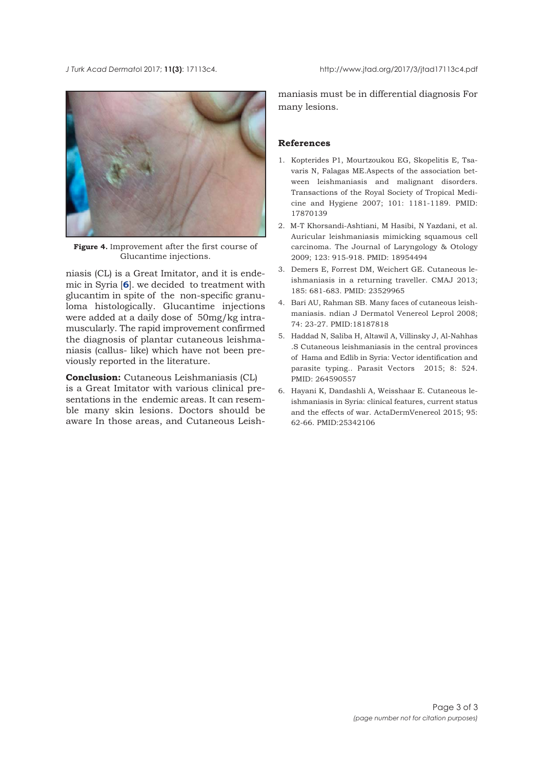Figure 4. Improvement after the first course of Glucantime injections.

niasis (CL) is a Great Imitator, and it is endemic in Syria [6]. we decided to treatment with glucantim in spite of the non-specific granuloma histologically. Glucantime injections were added at a daily dose of 50mg/kg intramuscularly. The rapid improvement confirmed the diagnosis of plantar cutaneous leishmaniasis (callus- like) which have not been previously reported in the literature.

**Conclusion:** Cutaneous Leishmaniasis (CL) is a Great Imitator with various clinical presentations in the endemic areas. It can resemble many skin lesions. Doctors should be aware In those areas, and Cutaneous Leishmaniasis must be in differential diagnosis For many lesions.

## References

1. Kopterides P1, Mourtzoukou EG, Skopelitis E, Tsavaris N, Falagas ME.Aspects of the association between leishmaniasis and malignant disorders. Transactions of the Royal Society of Tropical Medicine and Hygiene 2007; 101: 1181-1189. PMID: 17870139
2. M-T Khorsandi-Ashtiani, M Hasibi, N Yazdani, et al. Auricular leishmaniasis mimicking squamous cell carcinoma. The Journal of Laryngology & Otology 2009; 123: 915-918. PMID: 18954494
3. Demers E, Forrest DM, Weichert GE. Cutaneous leishmaniasis in a returning traveller. CMAJ 2013; 185: 681-683. PMID: 23529965
4. Bari AU, Rahman SB. Many faces of cutaneous leishmaniasis. ndian J Dermatol Venereol Leprol 2008; 74: 23-27. PMID:18187818
5. Haddad N, Saliba H, Altawil A, Villinsky J, Al-Nahhas .S Cutaneous leishmaniasis in the central provinces of Hama and Edlib in Syria: Vector identification and parasite typing.. Parasit Vectors 2015; 8: 524. PMID: 264590557
6. Hayani K, Dandashli A, Weisshaar E. Cutaneous leishmaniasis in Syria: clinical features, current status and the effects of war. ActaDermVenereol 2015; 95: 62-66. PMID:25342106